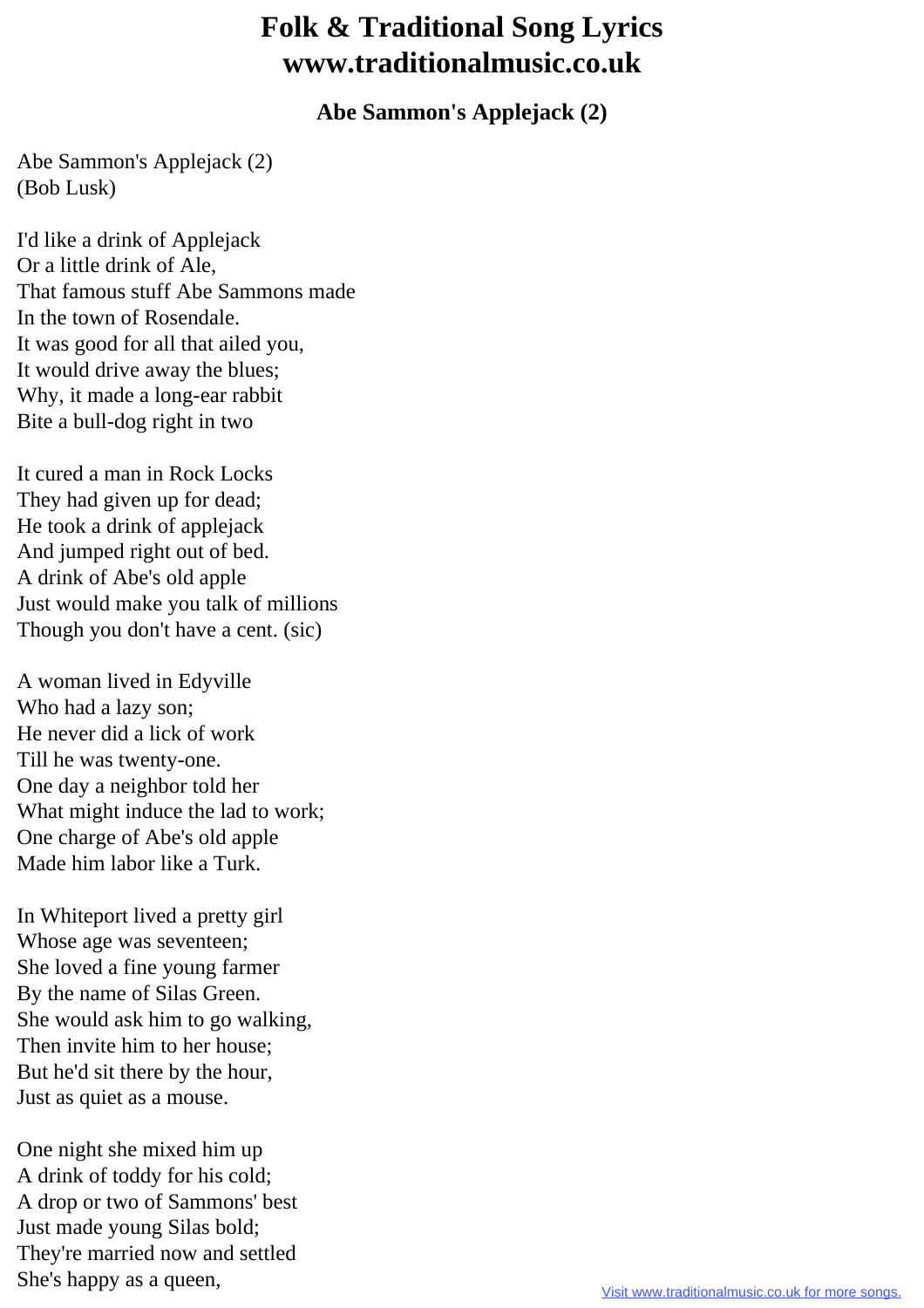# Folk & Traditional Song Lyrics www.traditionalmusic.co.uk

### Abe Sammon's Applejack (2)

Abe Sammon's Applejack (2)
(Bob Lusk)

I'd like a drink of Applejack
Or a little drink of Ale,
That famous stuff Abe Sammons made
In the town of Rosendale.
It was good for all that ailed you,
It would drive away the blues;
Why, it made a long-ear rabbit
Bite a bull-dog right in two

It cured a man in Rock Locks
They had given up for dead;
He took a drink of applejack
And jumped right out of bed.
A drink of Abe's old apple
Just would make you talk of millions
Though you don't have a cent. (sic)

A woman lived in Edyville
Who had a lazy son;
He never did a lick of work
Till he was twenty-one.
One day a neighbor told her
What might induce the lad to work;
One charge of Abe's old apple
Made him labor like a Turk.

In Whiteport lived a pretty girl
Whose age was seventeen;
She loved a fine young farmer
By the name of Silas Green.
She would ask him to go walking,
Then invite him to her house;
But he'd sit there by the hour,
Just as quiet as a mouse.

One night she mixed him up
A drink of toddy for his cold;
A drop or two of Sammons' best
Just made young Silas bold;
They're married now and settled
She's happy as a queen,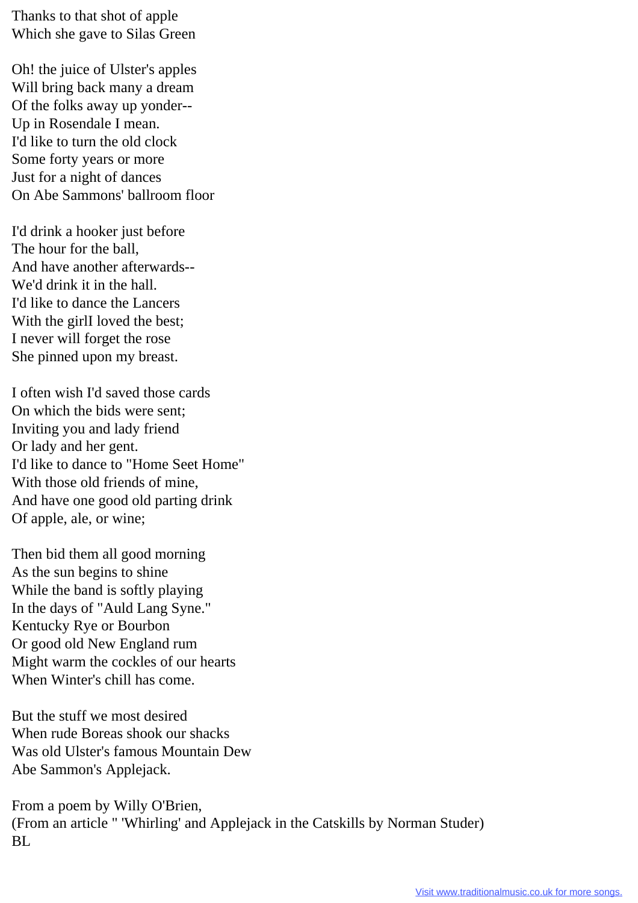Thanks to that shot of apple
Which she gave to Silas Green

Oh! the juice of Ulster's apples
Will bring back many a dream
Of the folks away up yonder--
Up in Rosendale I mean.
I'd like to turn the old clock
Some forty years or more
Just for a night of dances
On Abe Sammons' ballroom floor

I'd drink a hooker just before
The hour for the ball,
And have another afterwards--
We'd drink it in the hall.
I'd like to dance the Lancers
With the girlI loved the best;
I never will forget the rose
She pinned upon my breast.

I often wish I'd saved those cards
On which the bids were sent;
Inviting you and lady friend
Or lady and her gent.
I'd like to dance to "Home Seet Home"
With those old friends of mine,
And have one good old parting drink
Of apple, ale, or wine;

Then bid them all good morning
As the sun begins to shine
While the band is softly playing
In the days of "Auld Lang Syne."
Kentucky Rye or Bourbon
Or good old New England rum
Might warm the cockles of our hearts
When Winter's chill has come.

But the stuff we most desired
When rude Boreas shook our shacks
Was old Ulster's famous Mountain Dew
Abe Sammon's Applejack.

From a poem by Willy O'Brien,
(From an article " 'Whirling' and Applejack in the Catskills by Norman Studer)
BL